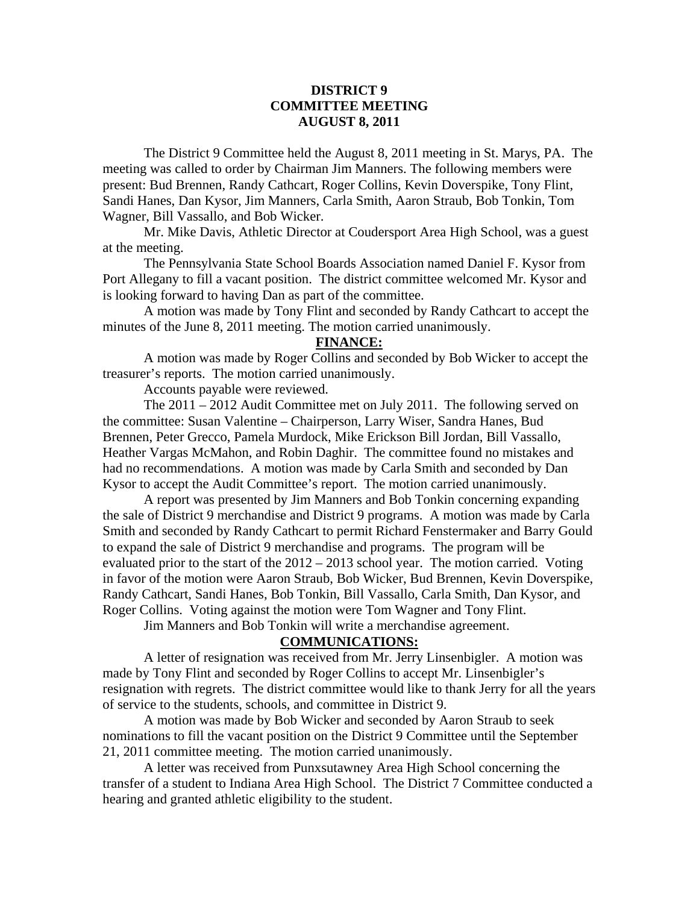**DISTRICT 9**
**COMMITTEE MEETING**
**AUGUST 8, 2011**

The District 9 Committee held the August 8, 2011 meeting in St. Marys, PA. The meeting was called to order by Chairman Jim Manners. The following members were present: Bud Brennen, Randy Cathcart, Roger Collins, Kevin Doverspike, Tony Flint, Sandi Hanes, Dan Kysor, Jim Manners, Carla Smith, Aaron Straub, Bob Tonkin, Tom Wagner, Bill Vassallo, and Bob Wicker.

Mr. Mike Davis, Athletic Director at Coudersport Area High School, was a guest at the meeting.

The Pennsylvania State School Boards Association named Daniel F. Kysor from Port Allegany to fill a vacant position. The district committee welcomed Mr. Kysor and is looking forward to having Dan as part of the committee.

A motion was made by Tony Flint and seconded by Randy Cathcart to accept the minutes of the June 8, 2011 meeting. The motion carried unanimously.

**FINANCE:**

A motion was made by Roger Collins and seconded by Bob Wicker to accept the treasurer's reports. The motion carried unanimously.

Accounts payable were reviewed.

The 2011 – 2012 Audit Committee met on July 2011. The following served on the committee: Susan Valentine – Chairperson, Larry Wiser, Sandra Hanes, Bud Brennen, Peter Grecco, Pamela Murdock, Mike Erickson Bill Jordan, Bill Vassallo, Heather Vargas McMahon, and Robin Daghir. The committee found no mistakes and had no recommendations. A motion was made by Carla Smith and seconded by Dan Kysor to accept the Audit Committee's report. The motion carried unanimously.

A report was presented by Jim Manners and Bob Tonkin concerning expanding the sale of District 9 merchandise and District 9 programs. A motion was made by Carla Smith and seconded by Randy Cathcart to permit Richard Fenstermaker and Barry Gould to expand the sale of District 9 merchandise and programs. The program will be evaluated prior to the start of the 2012 – 2013 school year. The motion carried. Voting in favor of the motion were Aaron Straub, Bob Wicker, Bud Brennen, Kevin Doverspike, Randy Cathcart, Sandi Hanes, Bob Tonkin, Bill Vassallo, Carla Smith, Dan Kysor, and Roger Collins. Voting against the motion were Tom Wagner and Tony Flint.

Jim Manners and Bob Tonkin will write a merchandise agreement.

**COMMUNICATIONS:**

A letter of resignation was received from Mr. Jerry Linsenbigler. A motion was made by Tony Flint and seconded by Roger Collins to accept Mr. Linsenbigler's resignation with regrets. The district committee would like to thank Jerry for all the years of service to the students, schools, and committee in District 9.

A motion was made by Bob Wicker and seconded by Aaron Straub to seek nominations to fill the vacant position on the District 9 Committee until the September 21, 2011 committee meeting. The motion carried unanimously.

A letter was received from Punxsutawney Area High School concerning the transfer of a student to Indiana Area High School. The District 7 Committee conducted a hearing and granted athletic eligibility to the student.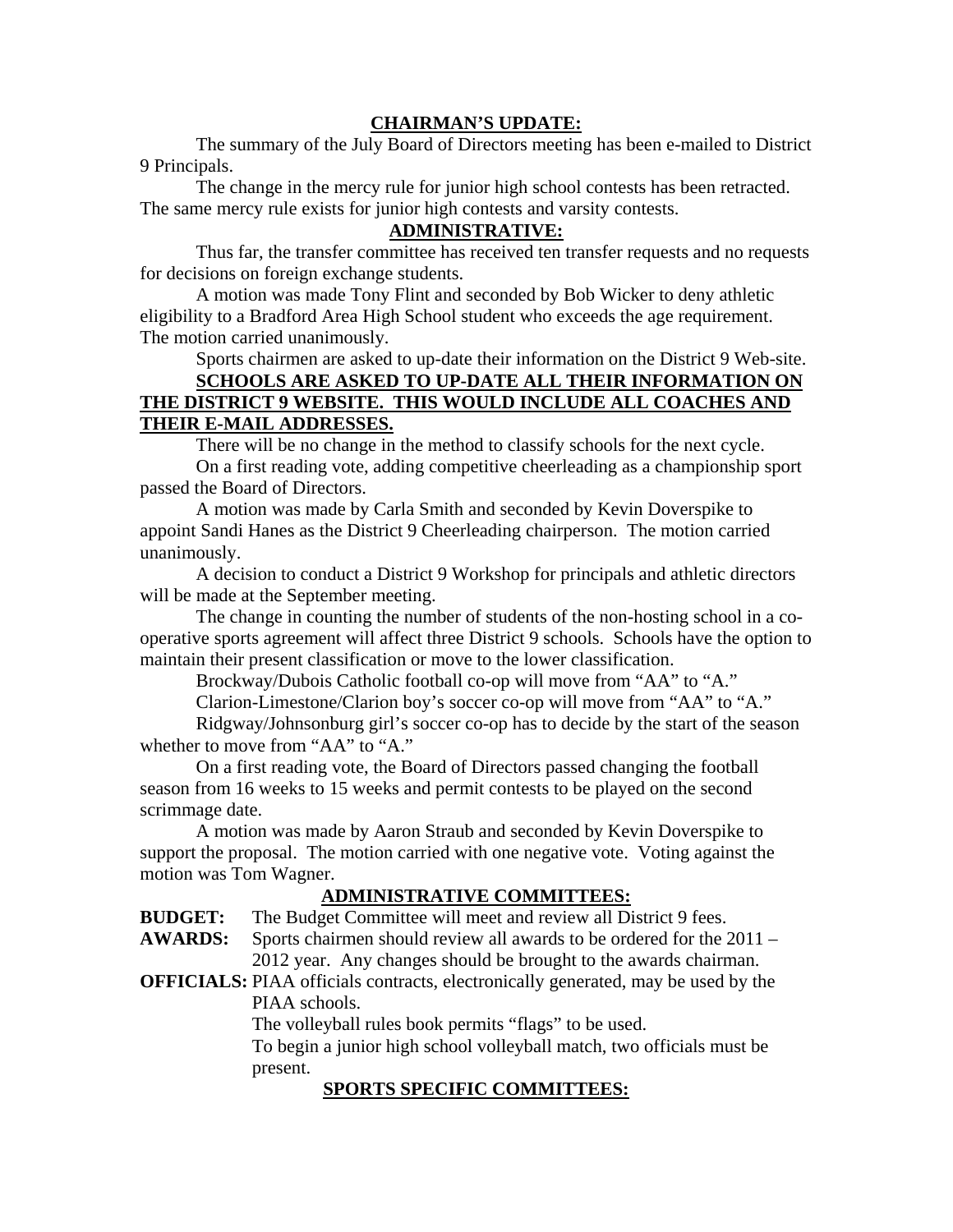## CHAIRMAN'S UPDATE:

The summary of the July Board of Directors meeting has been e-mailed to District 9 Principals.

The change in the mercy rule for junior high school contests has been retracted. The same mercy rule exists for junior high contests and varsity contests.

## ADMINISTRATIVE:

Thus far, the transfer committee has received ten transfer requests and no requests for decisions on foreign exchange students.

A motion was made Tony Flint and seconded by Bob Wicker to deny athletic eligibility to a Bradford Area High School student who exceeds the age requirement. The motion carried unanimously.

Sports chairmen are asked to up-date their information on the District 9 Web-site.

**SCHOOLS ARE ASKED TO UP-DATE ALL THEIR INFORMATION ON THE DISTRICT 9 WEBSITE. THIS WOULD INCLUDE ALL COACHES AND THEIR E-MAIL ADDRESSES.**

There will be no change in the method to classify schools for the next cycle.

On a first reading vote, adding competitive cheerleading as a championship sport passed the Board of Directors.

A motion was made by Carla Smith and seconded by Kevin Doverspike to appoint Sandi Hanes as the District 9 Cheerleading chairperson. The motion carried unanimously.

A decision to conduct a District 9 Workshop for principals and athletic directors will be made at the September meeting.

The change in counting the number of students of the non-hosting school in a co-operative sports agreement will affect three District 9 schools. Schools have the option to maintain their present classification or move to the lower classification.

Brockway/Dubois Catholic football co-op will move from "AA" to "A."

Clarion-Limestone/Clarion boy's soccer co-op will move from "AA" to "A."

Ridgway/Johnsonburg girl's soccer co-op has to decide by the start of the season whether to move from "AA" to "A."

On a first reading vote, the Board of Directors passed changing the football season from 16 weeks to 15 weeks and permit contests to be played on the second scrimmage date.

A motion was made by Aaron Straub and seconded by Kevin Doverspike to support the proposal. The motion carried with one negative vote. Voting against the motion was Tom Wagner.

## ADMINISTRATIVE COMMITTEES:

**BUDGET:** The Budget Committee will meet and review all District 9 fees.

**AWARDS:** Sports chairmen should review all awards to be ordered for the 2011 – 2012 year. Any changes should be brought to the awards chairman.

**OFFICIALS:** PIAA officials contracts, electronically generated, may be used by the PIAA schools.

The volleyball rules book permits "flags" to be used.

To begin a junior high school volleyball match, two officials must be present.

## SPORTS SPECIFIC COMMITTEES: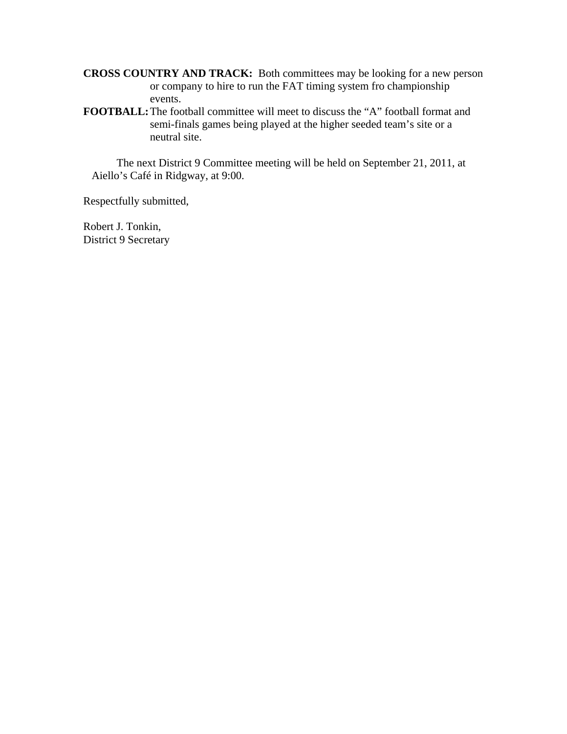**CROSS COUNTRY AND TRACK:** Both committees may be looking for a new person or company to hire to run the FAT timing system fro championship events.

**FOOTBALL:** The football committee will meet to discuss the "A" football format and semi-finals games being played at the higher seeded team's site or a neutral site.

The next District 9 Committee meeting will be held on September 21, 2011, at Aiello's Café in Ridgway, at 9:00.

Respectfully submitted,

Robert J. Tonkin,  
District 9 Secretary